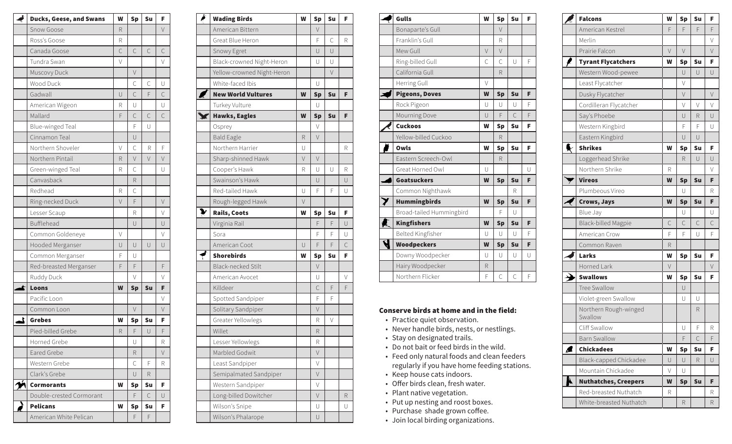| Ducks, Geese, and Swans | W | Sp | Su | F |
|---|---|---|---|---|
| Snow Goose | R | | | V |
| Ross's Goose | R | | | |
| Canada Goose | C | C | C | C |
| Tundra Swan | V | | | V |
| Muscovy Duck | | V | | |
| Wood Duck | | C | C | U |
| Gadwall | U | C | F | C |
| American Wigeon | R | U | | U |
| Mallard | F | C | C | C |
| Blue-winged Teal | | F | U | |
| Cinnamon Teal | | U | | |
| Northern Shoveler | V | C | R | F |
| Northern Pintail | R | V | V | V |
| Green-winged Teal | R | C | | U |
| Canvasback | | R | | |
| Redhead | R | C | | |
| Ring-necked Duck | V | F | | V |
| Lesser Scaup | | R | | V |
| Bufflehead | | U | | U |
| Common Goldeneye | V | | | V |
| Hooded Merganser | U | U | U | U |
| Common Merganser | F | U | | |
| Red-breasted Merganser | F | F | | F |
| Ruddy Duck | | V | | V |
| **Loons** | **W** | **Sp** | **Su** | **F** |
| Pacific Loon | | | | V |
| Common Loon | | V | | V |
| **Grebes** | **W** | **Sp** | **Su** | **F** |
| Pied-billed Grebe | R | F | U | F |
| Horned Grebe | | U | | R |
| Eared Grebe | | R | | V |
| Western Grebe | | C | F | R |
| Clark's Grebe | | U | R | |
| **Cormorants** | **W** | **Sp** | **Su** | **F** |
| Double-crested Cormorant | | F | C | U |
| **Pelicans** | **W** | **Sp** | **Su** | **F** |
| American White Pelican | | F | F | |

| Wading Birds | W | Sp | Su | F |
|---|---|---|---|---|
| American Bittern | | V | | |
| Great Blue Heron | | F | C | R |
| Snowy Egret | | U | U | |
| Black-crowned Night-Heron | | U | U | |
| Yellow-crowned Night-Heron | | | V | |
| White-faced Ibis | | U | | |
| **New World Vultures** | **W** | **Sp** | **Su** | **F** |
| Turkey Vulture | | U | | |
| **Hawks, Eagles** | **W** | **Sp** | **Su** | **F** |
| Osprey | | V | | |
| Bald Eagle | R | V | | |
| Northern Harrier | U | | | R |
| Sharp-shinned Hawk | V | V | | |
| Cooper's Hawk | R | U | U | R |
| Swainson's Hawk | | U | | U |
| Red-tailed Hawk | U | F | F | U |
| Rough-legged Hawk | V | | | |
| **Rails, Coots** | **W** | **Sp** | **Su** | **F** |
| Virginia Rail | | F | F | U |
| Sora | | F | F | U |
| American Coot | U | F | F | C |
| **Shorebirds** | **W** | **Sp** | **Su** | **F** |
| Black-necked Stilt | | V | | |
| American Avocet | | U | | V |
| Killdeer | | C | F | F |
| Spotted Sandpiper | | F | F | |
| Solitary Sandpiper | | V | | |
| Greater Yellowlegs | | R | V | |
| Willet | | R | | |
| Lesser Yellowlegs | | R | | |
| Marbled Godwit | | V | | |
| Least Sandpiper | | V | | |
| Semipalmated Sandpiper | | V | | |
| Western Sandpiper | | V | | |
| Long-billed Dowitcher | | V | | R |
| Wilson's Snipe | | U | | U |
| Wilson's Phalarope | | U | | |

| Gulls | W | Sp | Su | F |
|---|---|---|---|---|
| Bonaparte's Gull | | V | | |
| Franklin's Gull | | R | | |
| Mew Gull | V | V | | |
| Ring-billed Gull | C | C | U | F |
| California Gull | | R | | |
| Herring Gull | V | | | |
| **Pigeons, Doves** | **W** | **Sp** | **Su** | **F** |
| Rock Pigeon | U | U | U | F |
| Mourning Dove | U | F | C | F |
| **Cuckoos** | **W** | **Sp** | **Su** | **F** |
| Yellow-billed Cuckoo | | R | | |
| **Owls** | **W** | **Sp** | **Su** | **F** |
| Eastern Screech-Owl | | R | | |
| Great Horned Owl | U | | | U |
| **Goatsuckers** | **W** | **Sp** | **Su** | **F** |
| Common Nighthawk | | | R | |
| **Hummingbirds** | **W** | **Sp** | **Su** | **F** |
| Broad-tailed Hummingbird | | F | U | |
| **Kingfishers** | **W** | **Sp** | **Su** | **F** |
| Belted Kingfisher | U | U | U | F |
| **Woodpeckers** | **W** | **Sp** | **Su** | **F** |
| Downy Woodpecker | U | U | U | U |
| Hairy Woodpecker | R | | | |
| Northern Flicker | F | C | C | F |

**Conserve birds at home and in the field:**

- Practice quiet observation.
- Never handle birds, nests, or nestlings.
- Stay on designated trails.
- Do not bait or feed birds in the wild.
- Feed only natural foods and clean feeders regularly if you have home feeding stations.
- Keep house cats indoors.
- Offer birds clean, fresh water.
- Plant native vegetation.
- Put up nesting and roost boxes.
- Purchase shade grown coffee.
- Join local birding organizations.

| Falcons | W | Sp | Su | F |
|---|---|---|---|---|
| American Kestrel | F | F | F | F |
| Merlin | | | | V |
| Prairie Falcon | V | V | | V |
| **Tyrant Flycatchers** | **W** | **Sp** | **Su** | **F** |
| Western Wood-pewee | | U | U | U |
| Least Flycatcher | | V | | |
| Dusky Flycatcher | | V | | V |
| Cordilleran Flycatcher | | V | V | V |
| Say's Phoebe | | U | R | U |
| Western Kingbird | | F | F | U |
| Eastern Kingbird | | U | U | |
| **Shrikes** | **W** | **Sp** | **Su** | **F** |
| Loggerhead Shrike | | R | U | U |
| Northern Shrike | R | | | V |
| **Vireos** | **W** | **Sp** | **Su** | **F** |
| Plumbeous Vireo | | U | | R |
| **Crows, Jays** | **W** | **Sp** | **Su** | **F** |
| Blue Jay | | U | | U |
| Black-billed Magpie | C | C | C | C |
| American Crow | F | F | U | F |
| Common Raven | R | | | |
| **Larks** | **W** | **Sp** | **Su** | **F** |
| Horned Lark | V | | | V |
| **Swallows** | **W** | **Sp** | **Su** | **F** |
| Tree Swallow | | U | | |
| Violet-green Swallow | | U | U | |
| Northern Rough-winged Swallow | | | R | |
| Cliff Swallow | | U | F | R |
| Barn Swallow | | F | C | F |
| **Chickadees** | **W** | **Sp** | **Su** | **F** |
| Black-capped Chickadee | U | U | R | U |
| Mountain Chickadee | V | U | | |
| **Nuthatches, Creepers** | **W** | **Sp** | **Su** | **F** |
| Red-breasted Nuthatch | R | | | R |
| White-breasted Nuthatch | | R | | R |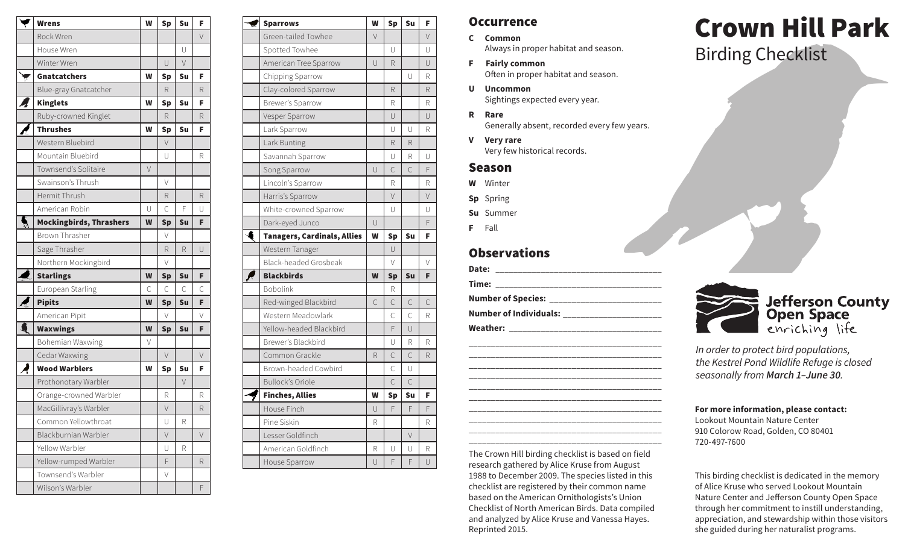| Wrens | W | Sp | Su | F |
|---|---|---|---|---|
| Rock Wren | | | | V |
| House Wren | | | U | |
| Winter Wren | | U | V | |
| **Gnatcatchers** | **W** | **Sp** | **Su** | **F** |
| Blue-gray Gnatcatcher | | R | | R |
| **Kinglets** | **W** | **Sp** | **Su** | **F** |
| Ruby-crowned Kinglet | | R | | R |
| **Thrushes** | **W** | **Sp** | **Su** | **F** |
| Western Bluebird | | V | | |
| Mountain Bluebird | | U | | R |
| Townsend's Solitaire | V | | | |
| Swainson's Thrush | | V | | |
| Hermit Thrush | | R | | R |
| American Robin | U | C | F | U |
| **Mockingbirds, Thrashers** | **W** | **Sp** | **Su** | **F** |
| Brown Thrasher | | V | | |
| Sage Thrasher | | R | R | U |
| Northern Mockingbird | | V | | |
| **Starlings** | **W** | **Sp** | **Su** | **F** |
| European Starling | C | C | C | C |
| **Pipits** | **W** | **Sp** | **Su** | **F** |
| American Pipit | | V | | V |
| **Waxwings** | **W** | **Sp** | **Su** | **F** |
| Bohemian Waxwing | V | | | |
| Cedar Waxwing | | V | | V |
| **Wood Warblers** | **W** | **Sp** | **Su** | **F** |
| Prothonotary Warbler | | | V | |
| Orange-crowned Warbler | | R | | R |
| MacGillivray's Warbler | | V | | R |
| Common Yellowthroat | | U | R | |
| Blackburnian Warbler | | V | | V |
| Yellow Warbler | | U | R | |
| Yellow-rumped Warbler | | F | | R |
| Townsend's Warbler | | V | | |
| Wilson's Warbler | | | | F |

| Sparrows | W | Sp | Su | F |
|---|---|---|---|---|
| Green-tailed Towhee | V | | | V |
| Spotted Towhee | | U | | U |
| American Tree Sparrow | U | R | | U |
| Chipping Sparrow | | | U | R |
| Clay-colored Sparrow | | R | | R |
| Brewer's Sparrow | | R | | R |
| Vesper Sparrow | | U | | U |
| Lark Sparrow | | U | U | R |
| Lark Bunting | | R | R | |
| Savannah Sparrow | | U | R | U |
| Song Sparrow | U | C | C | F |
| Lincoln's Sparrow | | R | | R |
| Harris's Sparrow | | V | | V |
| White-crowned Sparrow | | U | | U |
| Dark-eyed Junco | U | | | F |
| **Tanagers, Cardinals, Allies** | **W** | **Sp** | **Su** | **F** |
| Western Tanager | | U | | |
| Black-headed Grosbeak | | V | | V |
| **Blackbirds** | **W** | **Sp** | **Su** | **F** |
| Bobolink | | R | | |
| Red-winged Blackbird | C | C | C | C |
| Western Meadowlark | | C | C | R |
| Yellow-headed Blackbird | | F | U | |
| Brewer's Blackbird | | U | R | R |
| Common Grackle | R | C | C | R |
| Brown-headed Cowbird | | C | U | |
| Bullock's Oriole | | C | C | |
| **Finches, Allies** | **W** | **Sp** | **Su** | **F** |
| House Finch | U | F | F | F |
| Pine Siskin | R | | | R |
| Lesser Goldfinch | | | V | |
| American Goldfinch | R | U | U | R |
| House Sparrow | U | F | F | U |

## Occurrence

**C** **Common**
Always in proper habitat and season.

**F** **Fairly common**
Often in proper habitat and season.

**U** **Uncommon**
Sightings expected every year.

**R** **Rare**
Generally absent, recorded every few years.

**V** **Very rare**
Very few historical records.

## Season

**W** Winter

**Sp** Spring

**Su** Summer

**F** Fall

## Observations

**Date:** ______________________________

**Time:** ______________________________

**Number of Species:** ______________________

**Number of Individuals:** ____________________

**Weather:** ____________________________

________________________________________

________________________________________

________________________________________

________________________________________

________________________________________

________________________________________

________________________________________

________________________________________

________________________________________

The Crown Hill birding checklist is based on field research gathered by Alice Kruse from August 1988 to December 2009. The species listed in this checklist are registered by their common name based on the American Ornithologists's Union Checklist of North American Birds. Data compiled and analyzed by Alice Kruse and Vanessa Hayes. Reprinted 2015.

# Crown Hill Park

## Birding Checklist

**Jefferson County Open Space**
enriching life

*In order to protect bird populations, the Kestrel Pond Wildlife Refuge is closed seasonally from **March 1–June 30**.*

**For more information, please contact:**
Lookout Mountain Nature Center
910 Colorow Road, Golden, CO 80401
720-497-7600

This birding checklist is dedicated in the memory of Alice Kruse who served Lookout Mountain Nature Center and Jefferson County Open Space through her commitment to instill understanding, appreciation, and stewardship within those visitors she guided during her naturalist programs.